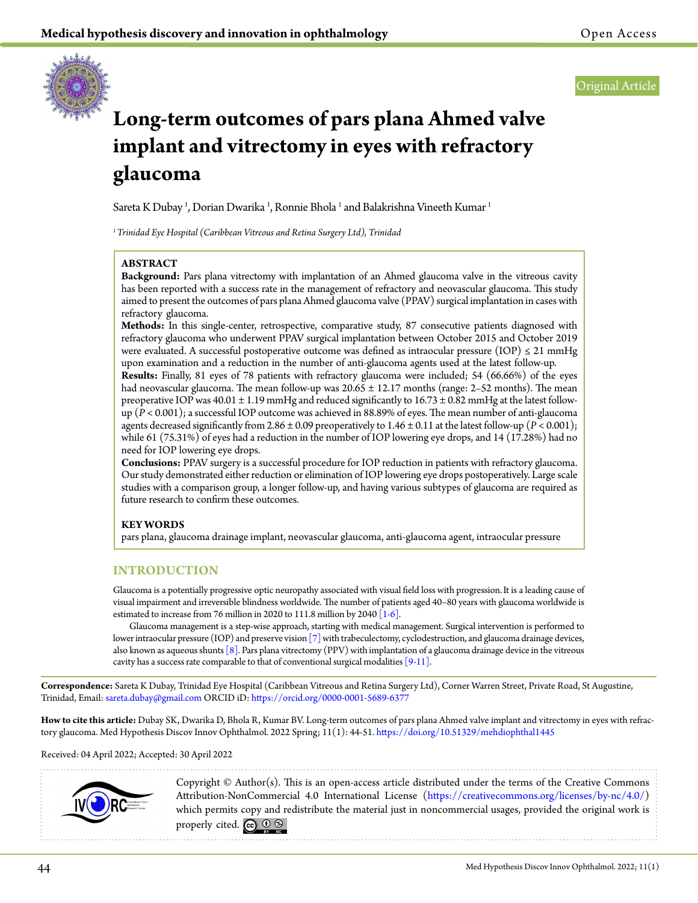Original Article

# Long-term outcomes of pars plana Ahmed valve implant and vitrectomy in eyes with refractory glaucoma

Sareta K Dubay [1], Dorian Dwarika [1], Ronnie Bhola [1] and Balakrishna Vineeth Kumar [1]

[1] *Trinidad Eye Hospital (Caribbean Vitreous and Retina Surgery Ltd), Trinidad*

## ABSTRACT

**Background:** Pars plana vitrectomy with implantation of an Ahmed glaucoma valve in the vitreous cavity has been reported with a success rate in the management of refractory and neovascular glaucoma. This study aimed to present the outcomes of pars plana Ahmed glaucoma valve (PPAV) surgical implantation in cases with refractory glaucoma.

**Methods:** In this single-center, retrospective, comparative study, 87 consecutive patients diagnosed with refractory glaucoma who underwent PPAV surgical implantation between October 2015 and October 2019 were evaluated. A successful postoperative outcome was defined as intraocular pressure (IOP) ≤ 21 mmHg upon examination and a reduction in the number of anti-glaucoma agents used at the latest follow-up.

**Results:** Finally, 81 eyes of 78 patients with refractory glaucoma were included; 54 (66.66%) of the eyes had neovascular glaucoma. The mean follow-up was 20.65 ± 12.17 months (range: 2–52 months). The mean preoperative IOP was 40.01 ± 1.19 mmHg and reduced significantly to 16.73 ± 0.82 mmHg at the latest follow-up ($P < 0.001$); a successful IOP outcome was achieved in 88.89% of eyes. The mean number of anti-glaucoma agents decreased significantly from 2.86 ± 0.09 preoperatively to 1.46 ± 0.11 at the latest follow-up ($P < 0.001$); while 61 (75.31%) of eyes had a reduction in the number of IOP lowering eye drops, and 14 (17.28%) had no need for IOP lowering eye drops.

**Conclusions:** PPAV surgery is a successful procedure for IOP reduction in patients with refractory glaucoma. Our study demonstrated either reduction or elimination of IOP lowering eye drops postoperatively. Large scale studies with a comparison group, a longer follow-up, and having various subtypes of glaucoma are required as future research to confirm these outcomes.

## KEY WORDS

pars plana, glaucoma drainage implant, neovascular glaucoma, anti-glaucoma agent, intraocular pressure

## INTRODUCTION

Glaucoma is a potentially progressive optic neuropathy associated with visual field loss with progression. It is a leading cause of visual impairment and irreversible blindness worldwide. The number of patients aged 40–80 years with glaucoma worldwide is estimated to increase from 76 million in 2020 to 111.8 million by 2040 [1-6].

Glaucoma management is a step-wise approach, starting with medical management. Surgical intervention is performed to lower intraocular pressure (IOP) and preserve vision [7] with trabeculectomy, cyclodestruction, and glaucoma drainage devices, also known as aqueous shunts [8]. Pars plana vitrectomy (PPV) with implantation of a glaucoma drainage device in the vitreous cavity has a success rate comparable to that of conventional surgical modalities [9-11].

**Correspondence:** Sareta K Dubay, Trinidad Eye Hospital (Caribbean Vitreous and Retina Surgery Ltd), Corner Warren Street, Private Road, St Augustine, Trinidad, Email: sareta.dubay@gmail.com ORCID iD: https://orcid.org/0000-0001-5689-6377

**How to cite this article:** Dubay SK, Dwarika D, Bhola R, Kumar BV. Long-term outcomes of pars plana Ahmed valve implant and vitrectomy in eyes with refractory glaucoma. Med Hypothesis Discov Innov Ophthalmol. 2022 Spring; 11(1): 44-51. https://doi.org/10.51329/mehdiophthal1445

Received: 04 April 2022; Accepted: 30 April 2022

Copyright © Author(s). This is an open-access article distributed under the terms of the Creative Commons Attribution-NonCommercial 4.0 International License (https://creativecommons.org/licenses/by-nc/4.0/) which permits copy and redistribute the material just in noncommercial usages, provided the original work is properly cited.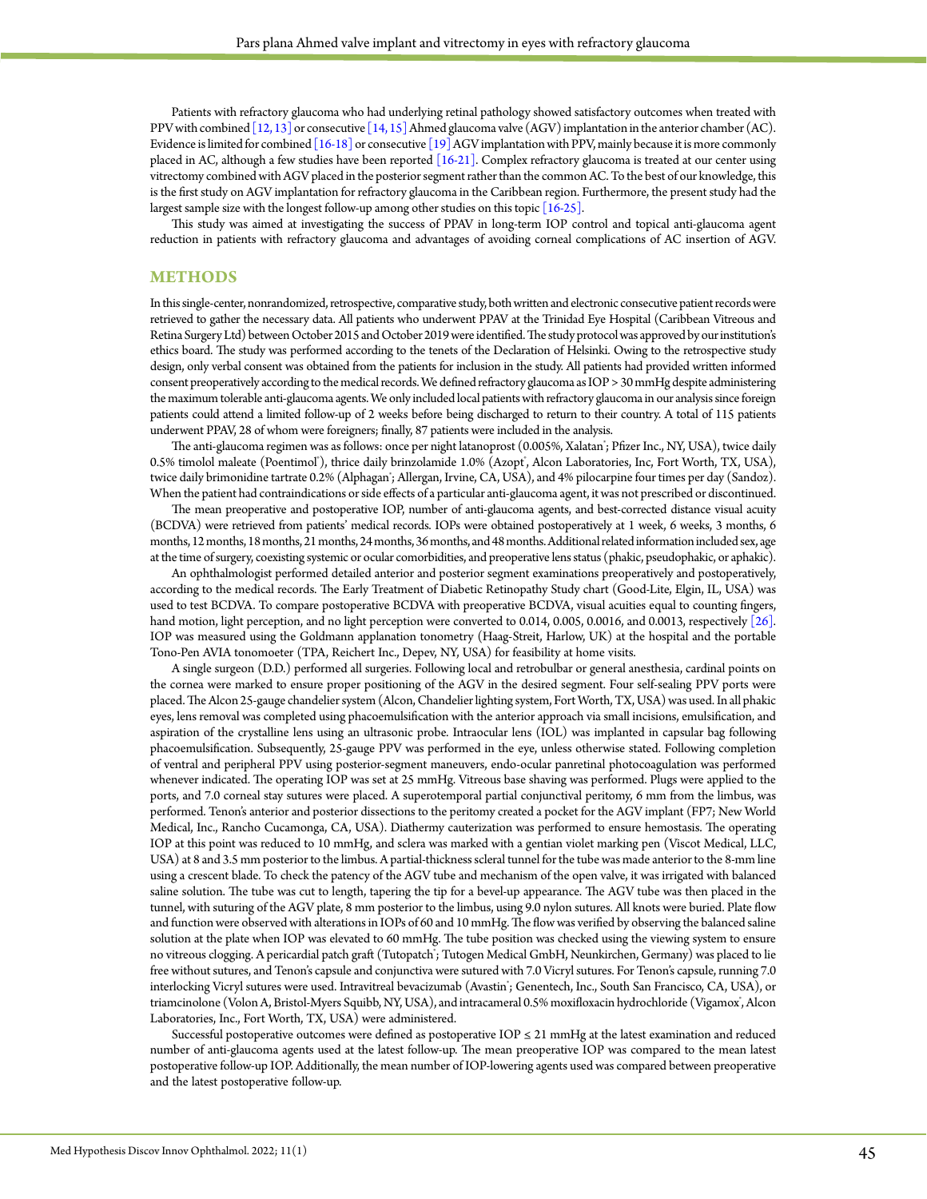Patients with refractory glaucoma who had underlying retinal pathology showed satisfactory outcomes when treated with PPV with combined [12, 13] or consecutive [14, 15] Ahmed glaucoma valve (AGV) implantation in the anterior chamber (AC). Evidence is limited for combined [16-18] or consecutive [19] AGV implantation with PPV, mainly because it is more commonly placed in AC, although a few studies have been reported [16-21]. Complex refractory glaucoma is treated at our center using vitrectomy combined with AGV placed in the posterior segment rather than the common AC. To the best of our knowledge, this is the first study on AGV implantation for refractory glaucoma in the Caribbean region. Furthermore, the present study had the largest sample size with the longest follow-up among other studies on this topic [16-25].

This study was aimed at investigating the success of PPAV in long-term IOP control and topical anti-glaucoma agent reduction in patients with refractory glaucoma and advantages of avoiding corneal complications of AC insertion of AGV.

## METHODS

In this single-center, nonrandomized, retrospective, comparative study, both written and electronic consecutive patient records were retrieved to gather the necessary data. All patients who underwent PPAV at the Trinidad Eye Hospital (Caribbean Vitreous and Retina Surgery Ltd) between October 2015 and October 2019 were identified. The study protocol was approved by our institution's ethics board. The study was performed according to the tenets of the Declaration of Helsinki. Owing to the retrospective study design, only verbal consent was obtained from the patients for inclusion in the study. All patients had provided written informed consent preoperatively according to the medical records. We defined refractory glaucoma as IOP > 30 mmHg despite administering the maximum tolerable anti-glaucoma agents. We only included local patients with refractory glaucoma in our analysis since foreign patients could attend a limited follow-up of 2 weeks before being discharged to return to their country. A total of 115 patients underwent PPAV, 28 of whom were foreigners; finally, 87 patients were included in the analysis.

The anti-glaucoma regimen was as follows: once per night latanoprost (0.005%, Xalatan®; Pfizer Inc., NY, USA), twice daily 0.5% timolol maleate (Poentimol®), thrice daily brinzolamide 1.0% (Azopt®, Alcon Laboratories, Inc, Fort Worth, TX, USA), twice daily brimonidine tartrate 0.2% (Alphagan®; Allergan, Irvine, CA, USA), and 4% pilocarpine four times per day (Sandoz). When the patient had contraindications or side effects of a particular anti-glaucoma agent, it was not prescribed or discontinued.

The mean preoperative and postoperative IOP, number of anti-glaucoma agents, and best-corrected distance visual acuity (BCDVA) were retrieved from patients' medical records. IOPs were obtained postoperatively at 1 week, 6 weeks, 3 months, 6 months, 12 months, 18 months, 21 months, 24 months, 36 months, and 48 months. Additional related information included sex, age at the time of surgery, coexisting systemic or ocular comorbidities, and preoperative lens status (phakic, pseudophakic, or aphakic).

An ophthalmologist performed detailed anterior and posterior segment examinations preoperatively and postoperatively, according to the medical records. The Early Treatment of Diabetic Retinopathy Study chart (Good-Lite, Elgin, IL, USA) was used to test BCDVA. To compare postoperative BCDVA with preoperative BCDVA, visual acuities equal to counting fingers, hand motion, light perception, and no light perception were converted to 0.014, 0.005, 0.0016, and 0.0013, respectively [26]. IOP was measured using the Goldmann applanation tonometry (Haag-Streit, Harlow, UK) at the hospital and the portable Tono-Pen AVIA tonomoeter (TPA, Reichert Inc., Depev, NY, USA) for feasibility at home visits.

A single surgeon (D.D.) performed all surgeries. Following local and retrobulbar or general anesthesia, cardinal points on the cornea were marked to ensure proper positioning of the AGV in the desired segment. Four self-sealing PPV ports were placed. The Alcon 25-gauge chandelier system (Alcon, Chandelier lighting system, Fort Worth, TX, USA) was used. In all phakic eyes, lens removal was completed using phacoemulsification with the anterior approach via small incisions, emulsification, and aspiration of the crystalline lens using an ultrasonic probe. Intraocular lens (IOL) was implanted in capsular bag following phacoemulsification. Subsequently, 25-gauge PPV was performed in the eye, unless otherwise stated. Following completion of ventral and peripheral PPV using posterior-segment maneuvers, endo-ocular panretinal photocoagulation was performed whenever indicated. The operating IOP was set at 25 mmHg. Vitreous base shaving was performed. Plugs were applied to the ports, and 7.0 corneal stay sutures were placed. A superotemporal partial conjunctival peritomy, 6 mm from the limbus, was performed. Tenon's anterior and posterior dissections to the peritomy created a pocket for the AGV implant (FP7; New World Medical, Inc., Rancho Cucamonga, CA, USA). Diathermy cauterization was performed to ensure hemostasis. The operating IOP at this point was reduced to 10 mmHg, and sclera was marked with a gentian violet marking pen (Viscot Medical, LLC, USA) at 8 and 3.5 mm posterior to the limbus. A partial-thickness scleral tunnel for the tube was made anterior to the 8-mm line using a crescent blade. To check the patency of the AGV tube and mechanism of the open valve, it was irrigated with balanced saline solution. The tube was cut to length, tapering the tip for a bevel-up appearance. The AGV tube was then placed in the tunnel, with suturing of the AGV plate, 8 mm posterior to the limbus, using 9.0 nylon sutures. All knots were buried. Plate flow and function were observed with alterations in IOPs of 60 and 10 mmHg. The flow was verified by observing the balanced saline solution at the plate when IOP was elevated to 60 mmHg. The tube position was checked using the viewing system to ensure no vitreous clogging. A pericardial patch graft (Tutopatch®; Tutogen Medical GmbH, Neunkirchen, Germany) was placed to lie free without sutures, and Tenon's capsule and conjunctiva were sutured with 7.0 Vicryl sutures. For Tenon's capsule, running 7.0 interlocking Vicryl sutures were used. Intravitreal bevacizumab (Avastin®; Genentech, Inc., South San Francisco, CA, USA), or triamcinolone (Volon A, Bristol-Myers Squibb, NY, USA), and intracameral 0.5% moxifloxacin hydrochloride (Vigamox®, Alcon Laboratories, Inc., Fort Worth, TX, USA) were administered.

Successful postoperative outcomes were defined as postoperative IOP ≤ 21 mmHg at the latest examination and reduced number of anti-glaucoma agents used at the latest follow-up. The mean preoperative IOP was compared to the mean latest postoperative follow-up IOP. Additionally, the mean number of IOP-lowering agents used was compared between preoperative and the latest postoperative follow-up.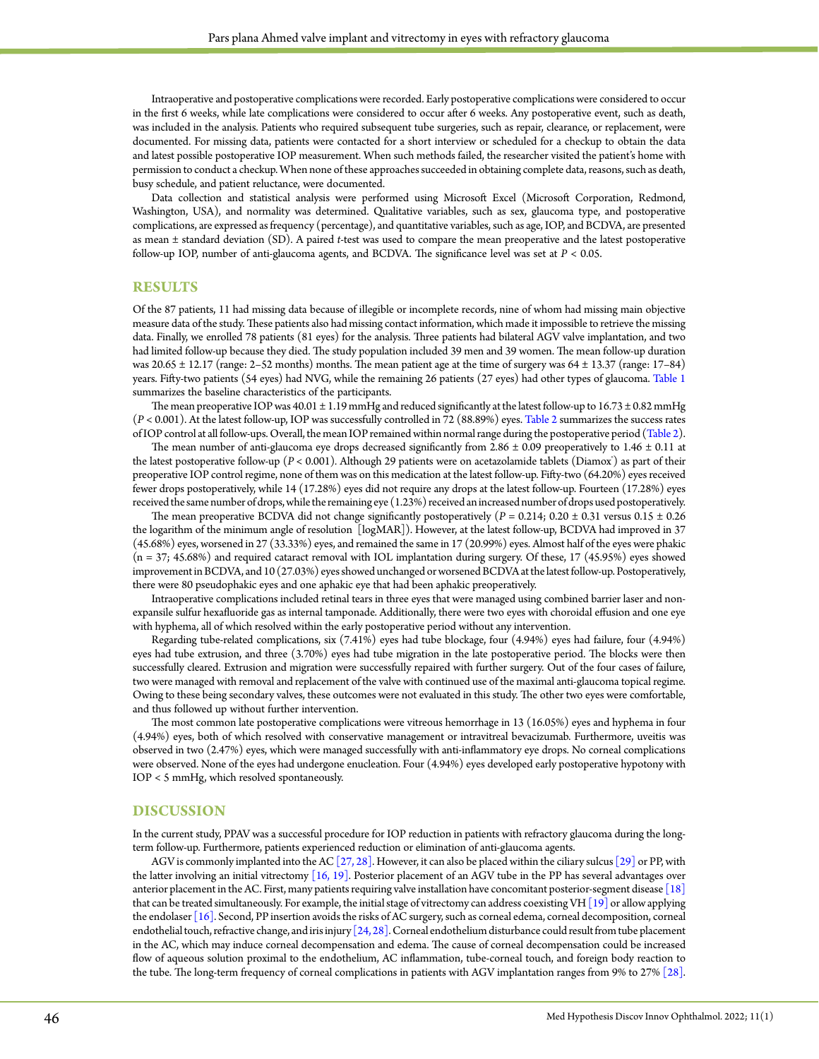Intraoperative and postoperative complications were recorded. Early postoperative complications were considered to occur in the first 6 weeks, while late complications were considered to occur after 6 weeks. Any postoperative event, such as death, was included in the analysis. Patients who required subsequent tube surgeries, such as repair, clearance, or replacement, were documented. For missing data, patients were contacted for a short interview or scheduled for a checkup to obtain the data and latest possible postoperative IOP measurement. When such methods failed, the researcher visited the patient's home with permission to conduct a checkup. When none of these approaches succeeded in obtaining complete data, reasons, such as death, busy schedule, and patient reluctance, were documented.

Data collection and statistical analysis were performed using Microsoft Excel (Microsoft Corporation, Redmond, Washington, USA), and normality was determined. Qualitative variables, such as sex, glaucoma type, and postoperative complications, are expressed as frequency (percentage), and quantitative variables, such as age, IOP, and BCDVA, are presented as mean ± standard deviation (SD). A paired *t*-test was used to compare the mean preoperative and the latest postoperative follow-up IOP, number of anti-glaucoma agents, and BCDVA. The significance level was set at $P < 0.05$.

## RESULTS

Of the 87 patients, 11 had missing data because of illegible or incomplete records, nine of whom had missing main objective measure data of the study. These patients also had missing contact information, which made it impossible to retrieve the missing data. Finally, we enrolled 78 patients (81 eyes) for the analysis. Three patients had bilateral AGV valve implantation, and two had limited follow-up because they died. The study population included 39 men and 39 women. The mean follow-up duration was 20.65 ± 12.17 (range: 2–52 months) months. The mean patient age at the time of surgery was 64 ± 13.37 (range: 17–84) years. Fifty-two patients (54 eyes) had NVG, while the remaining 26 patients (27 eyes) had other types of glaucoma. Table 1 summarizes the baseline characteristics of the participants.

The mean preoperative IOP was 40.01 ± 1.19 mmHg and reduced significantly at the latest follow-up to 16.73 ± 0.82 mmHg ($P < 0.001$). At the latest follow-up, IOP was successfully controlled in 72 (88.89%) eyes. Table 2 summarizes the success rates of IOP control at all follow-ups. Overall, the mean IOP remained within normal range during the postoperative period (Table 2).

The mean number of anti-glaucoma eye drops decreased significantly from 2.86 ± 0.09 preoperatively to 1.46 ± 0.11 at the latest postoperative follow-up ($P < 0.001$). Although 29 patients were on acetazolamide tablets (Diamox®) as part of their preoperative IOP control regime, none of them was on this medication at the latest follow-up. Fifty-two (64.20%) eyes received fewer drops postoperatively, while 14 (17.28%) eyes did not require any drops at the latest follow-up. Fourteen (17.28%) eyes received the same number of drops, while the remaining eye (1.23%) received an increased number of drops used postoperatively.

The mean preoperative BCDVA did not change significantly postoperatively ($P = 0.214$; 0.20 ± 0.31 versus 0.15 ± 0.26 the logarithm of the minimum angle of resolution [logMAR]). However, at the latest follow-up, BCDVA had improved in 37 (45.68%) eyes, worsened in 27 (33.33%) eyes, and remained the same in 17 (20.99%) eyes. Almost half of the eyes were phakic (n = 37; 45.68%) and required cataract removal with IOL implantation during surgery. Of these, 17 (45.95%) eyes showed improvement in BCDVA, and 10 (27.03%) eyes showed unchanged or worsened BCDVA at the latest follow-up. Postoperatively, there were 80 pseudophakic eyes and one aphakic eye that had been aphakic preoperatively.

Intraoperative complications included retinal tears in three eyes that were managed using combined barrier laser and non-expansile sulfur hexafluoride gas as internal tamponade. Additionally, there were two eyes with choroidal effusion and one eye with hyphema, all of which resolved within the early postoperative period without any intervention.

Regarding tube-related complications, six (7.41%) eyes had tube blockage, four (4.94%) eyes had failure, four (4.94%) eyes had tube extrusion, and three (3.70%) eyes had tube migration in the late postoperative period. The blocks were then successfully cleared. Extrusion and migration were successfully repaired with further surgery. Out of the four cases of failure, two were managed with removal and replacement of the valve with continued use of the maximal anti-glaucoma topical regime. Owing to these being secondary valves, these outcomes were not evaluated in this study. The other two eyes were comfortable, and thus followed up without further intervention.

The most common late postoperative complications were vitreous hemorrhage in 13 (16.05%) eyes and hyphema in four (4.94%) eyes, both of which resolved with conservative management or intravitreal bevacizumab. Furthermore, uveitis was observed in two (2.47%) eyes, which were managed successfully with anti-inflammatory eye drops. No corneal complications were observed. None of the eyes had undergone enucleation. Four (4.94%) eyes developed early postoperative hypotony with IOP < 5 mmHg, which resolved spontaneously.

## DISCUSSION

In the current study, PPAV was a successful procedure for IOP reduction in patients with refractory glaucoma during the long-term follow-up. Furthermore, patients experienced reduction or elimination of anti-glaucoma agents.

AGV is commonly implanted into the AC [27, 28]. However, it can also be placed within the ciliary sulcus [29] or PP, with the latter involving an initial vitrectomy [16, 19]. Posterior placement of an AGV tube in the PP has several advantages over anterior placement in the AC. First, many patients requiring valve installation have concomitant posterior-segment disease [18] that can be treated simultaneously. For example, the initial stage of vitrectomy can address coexisting VH [19] or allow applying the endolaser [16]. Second, PP insertion avoids the risks of AC surgery, such as corneal edema, corneal decomposition, corneal endothelial touch, refractive change, and iris injury [24, 28]. Corneal endothelium disturbance could result from tube placement in the AC, which may induce corneal decompensation and edema. The cause of corneal decompensation could be increased flow of aqueous solution proximal to the endothelium, AC inflammation, tube-corneal touch, and foreign body reaction to the tube. The long-term frequency of corneal complications in patients with AGV implantation ranges from 9% to 27% [28].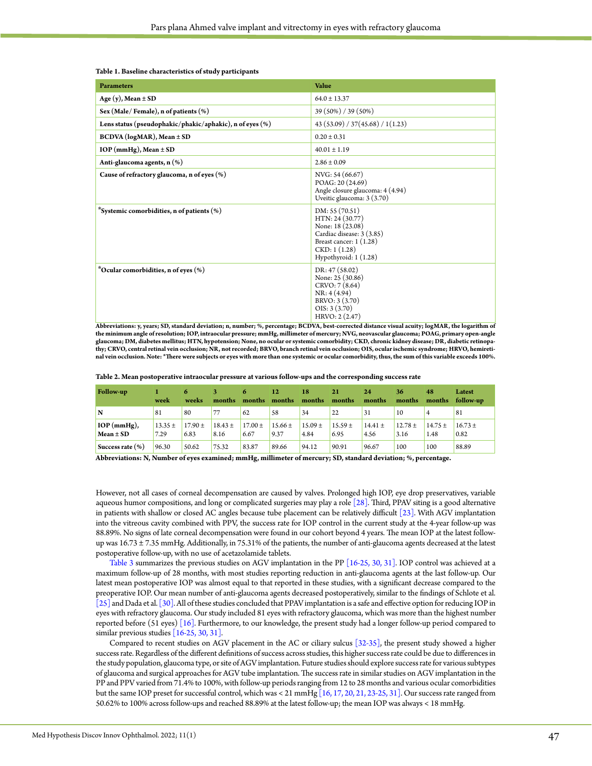**Table 1. Baseline characteristics of study participants**

| Parameters | Value |
|---|---|
| **Age (y), Mean ± SD** | 64.0 ± 13.37 |
| **Sex (Male/ Female), n of patients (%)** | 39 (50%) / 39 (50%) |
| **Lens status (pseudophakic/phakic/aphakic), n of eyes (%)** | 43 (53.09) / 37(45.68) / 1(1.23) |
| **BCDVA (logMAR), Mean ± SD** | 0.20 ± 0.31 |
| **IOP (mmHg), Mean ± SD** | 40.01 ± 1.19 |
| **Anti-glaucoma agents, n (%)** | 2.86 ± 0.09 |
| **Cause of refractory glaucoma, n of eyes (%)** | NVG: 54 (66.67)<br>POAG: 20 (24.69)<br>Angle closure glaucoma: 4 (4.94)<br>Uveitic glaucoma: 3 (3.70) |
| **\*Systemic comorbidities, n of patients (%)** | DM: 55 (70.51)<br>HTN: 24 (30.77)<br>None: 18 (23.08)<br>Cardiac disease: 3 (3.85)<br>Breast cancer: 1 (1.28)<br>CKD: 1 (1.28)<br>Hypothyroid: 1 (1.28) |
| **\*Ocular comorbidities, n of eyes (%)** | DR: 47 (58.02)<br>None: 25 (30.86)<br>CRVO: 7 (8.64)<br>NR: 4 (4.94)<br>BRVO: 3 (3.70)<br>OIS: 3 (3.70)<br>HRVO: 2 (2.47) |

**Abbreviations: y, years; SD, standard deviation; n, number; %, percentage; BCDVA, best-corrected distance visual acuity; logMAR, the logarithm of the minimum angle of resolution; IOP, intraocular pressure; mmHg, millimeter of mercury; NVG, neovascular glaucoma; POAG, primary open-angle glaucoma; DM, diabetes mellitus; HTN, hypotension; None, no ocular or systemic comorbidity; CKD, chronic kidney disease; DR, diabetic retinopathy; CRVO, central retinal vein occlusion; NR, not recorded; BRVO, branch retinal vein occlusion; OIS, ocular ischemic syndrome; HRVO, hemiretinal vein occlusion. Note: \*There were subjects or eyes with more than one systemic or ocular comorbidity, thus, the sum of this variable exceeds 100%.**

**Table 2. Mean postoperative intraocular pressure at various follow-ups and the corresponding success rate**

| Follow-up | 1 week | 6 weeks | 3 months | 6 months | 12 months | 18 months | 21 months | 24 months | 36 months | 48 months | Latest follow-up |
|---|---|---|---|---|---|---|---|---|---|---|---|
| **N** | 81 | 80 | 77 | 62 | 58 | 34 | 22 | 31 | 10 | 4 | 81 |
| **IOP (mmHg), Mean ± SD** | 13.35 ± 7.29 | 17.90 ± 6.83 | 18.43 ± 8.16 | 17.00 ± 6.67 | 15.66 ± 9.37 | 15.09 ± 4.84 | 15.59 ± 6.95 | 14.41 ± 4.56 | 12.78 ± 3.16 | 14.75 ± 1.48 | 16.73 ± 0.82 |
| **Success rate (%)** | 96.30 | 50.62 | 75.32 | 83.87 | 89.66 | 94.12 | 90.91 | 96.67 | 100 | 100 | 88.89 |

**Abbreviations: N, Number of eyes examined; mmHg, millimeter of mercury; SD, standard deviation; %, percentage.**

However, not all cases of corneal decompensation are caused by valves. Prolonged high IOP, eye drop preservatives, variable aqueous humor compositions, and long or complicated surgeries may play a role [28]. Third, PPAV siting is a good alternative in patients with shallow or closed AC angles because tube placement can be relatively difficult [23]. With AGV implantation into the vitreous cavity combined with PPV, the success rate for IOP control in the current study at the 4-year follow-up was 88.89%. No signs of late corneal decompensation were found in our cohort beyond 4 years. The mean IOP at the latest follow-up was 16.73 ± 7.35 mmHg. Additionally, in 75.31% of the patients, the number of anti-glaucoma agents decreased at the latest postoperative follow-up, with no use of acetazolamide tablets.

Table 3 summarizes the previous studies on AGV implantation in the PP [16-25, 30, 31]. IOP control was achieved at a maximum follow-up of 28 months, with most studies reporting reduction in anti-glaucoma agents at the last follow-up. Our latest mean postoperative IOP was almost equal to that reported in these studies, with a significant decrease compared to the preoperative IOP. Our mean number of anti-glaucoma agents decreased postoperatively, similar to the findings of Schlote et al. [25] and Dada et al. [30]. All of these studies concluded that PPAV implantation is a safe and effective option for reducing IOP in eyes with refractory glaucoma. Our study included 81 eyes with refractory glaucoma, which was more than the highest number reported before (51 eyes) [16]. Furthermore, to our knowledge, the present study had a longer follow-up period compared to similar previous studies [16-25, 30, 31].

Compared to recent studies on AGV placement in the AC or ciliary sulcus [32-35], the present study showed a higher success rate. Regardless of the different definitions of success across studies, this higher success rate could be due to differences in the study population, glaucoma type, or site of AGV implantation. Future studies should explore success rate for various subtypes of glaucoma and surgical approaches for AGV tube implantation. The success rate in similar studies on AGV implantation in the PP and PPV varied from 71.4% to 100%, with follow-up periods ranging from 12 to 28 months and various ocular comorbidities but the same IOP preset for successful control, which was < 21 mmHg [16, 17, 20, 21, 23-25, 31]. Our success rate ranged from 50.62% to 100% across follow-ups and reached 88.89% at the latest follow-up; the mean IOP was always < 18 mmHg.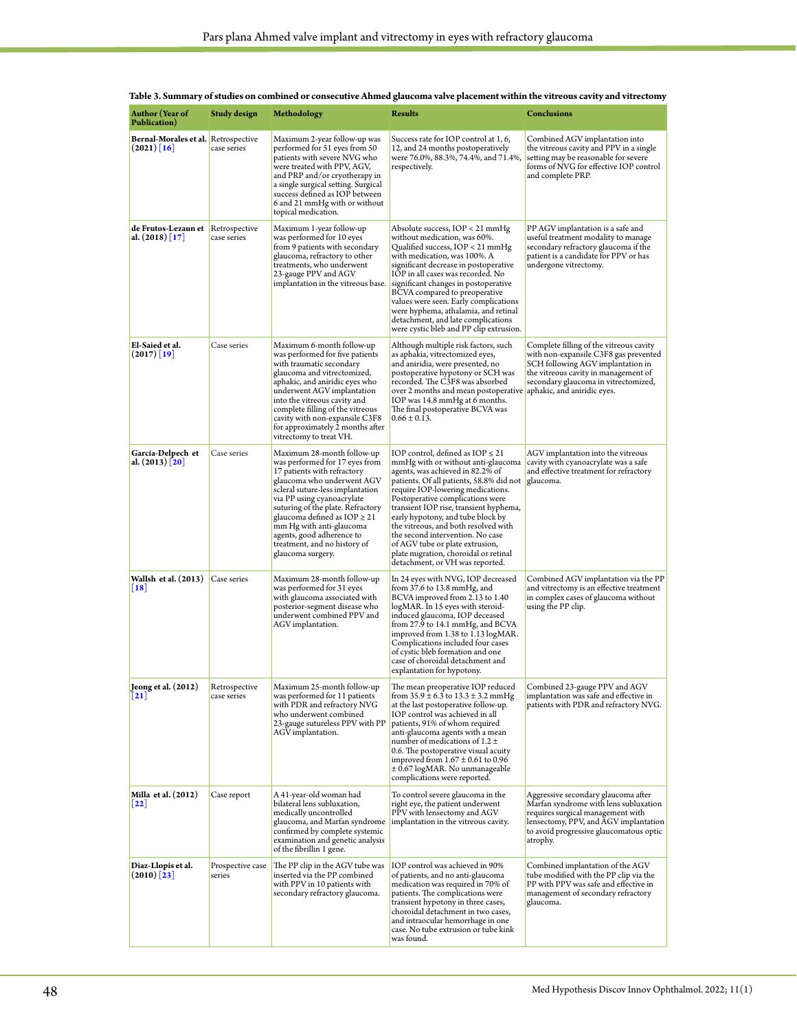**Table 3. Summary of studies on combined or consecutive Ahmed glaucoma valve placement within the vitreous cavity and vitrectomy**

| Author (Year of Publication) | Study design | Methodology | Results | Conclusions |
|---|---|---|---|---|
| **Bernal-Morales et al. (2021)** [16] | Retrospective case series | Maximum 2-year follow-up was performed for 51 eyes from 50 patients with severe NVG who were treated with PPV, AGV, and PRP and/or cryotherapy in a single surgical setting. Surgical success defined as IOP between 6 and 21 mmHg with or without topical medication. | Success rate for IOP control at 1, 6, 12, and 24 months postoperatively were 76.0%, 88.3%, 74.4%, and 71.4%, respectively. | Combined AGV implantation into the vitreous cavity and PPV in a single setting may be reasonable for severe forms of NVG for effective IOP control and complete PRP. |
| **de Frutos-Lezaun et al. (2018)** [17] | Retrospective case series | Maximum 1-year follow-up was performed for 10 eyes from 9 patients with secondary glaucoma, refractory to other treatments, who underwent 23-gauge PPV and AGV implantation in the vitreous base. | Absolute success, IOP < 21 mmHg without medication, was 60%. Qualified success, IOP < 21 mmHg with medication, was 100%. A significant decrease in postoperative IOP in all cases was recorded. No significant changes in postoperative BCVA compared to preoperative values were seen. Early complications were hyphema, athalamia, and retinal detachment, and late complications were cystic bleb and PP clip extrusion. | PP AGV implantation is a safe and useful treatment modality to manage secondary refractory glaucoma if the patient is a candidate for PPV or has undergone vitrectomy. |
| **El-Saied et al. (2017)** [19] | Case series | Maximum 6-month follow-up was performed for five patients with traumatic secondary glaucoma and vitrectomized, aphakic, and aniridic eyes who underwent AGV implantation into the vitreous cavity and complete filling of the vitreous cavity with non-expansile C3F8 for approximately 2 months after vitrectomy to treat VH. | Although multiple risk factors, such as aphakia, vitrectomized eyes, and aniridia, were presented, no postoperative hypotony or SCH was recorded. The C3F8 was absorbed over 2 months and mean postoperative IOP was 14.8 mmHg at 6 months. The final postoperative BCVA was 0.66 ± 0.13. | Complete filling of the vitreous cavity with non-expansile C3F8 gas prevented SCH following AGV implantation in the vitreous cavity in management of secondary glaucoma in vitrectomized, aphakic, and aniridic eyes. |
| **García-Delpech et al. (2013)** [20] | Case series | Maximum 28-month follow-up was performed for 17 eyes from 17 patients with refractory glaucoma who underwent AGV scleral suture-less implantation via PP using cyanoacrylate suturing of the plate. Refractory glaucoma defined as IOP ≥ 21 mm Hg with anti-glaucoma agents, good adherence to treatment, and no history of glaucoma surgery. | IOP control, defined as IOP ≤ 21 mmHg with or without anti-glaucoma agents, was achieved in 82.2% of patients. Of all patients, 58.8% did not require IOP-lowering medications. Postoperative complications were transient IOP rise, transient hyphema, early hypotony, and tube block by the vitreous, and both resolved with the second intervention. No case of AGV tube or plate extrusion, plate migration, choroidal or retinal detachment, or VH was reported. | AGV implantation into the vitreous cavity with cyanoacrylate was a safe and effective treatment for refractory glaucoma. |
| **Wallsh et al. (2013)** [18] | Case series | Maximum 28-month follow-up was performed for 31 eyes with glaucoma associated with posterior-segment disease who underwent combined PPV and AGV implantation. | In 24 eyes with NVG, IOP decreased from 37.6 to 13.8 mmHg, and BCVA improved from 2.13 to 1.40 logMAR. In 15 eyes with steroid-induced glaucoma, IOP deceased from 27.9 to 14.1 mmHg, and BCVA improved from 1.38 to 1.13 logMAR. Complications included four cases of cystic bleb formation and one case of choroidal detachment and explantation for hypotony. | Combined AGV implantation via the PP and vitrectomy is an effective treatment in complex cases of glaucoma without using the PP clip. |
| **Jeong et al. (2012)** [21] | Retrospective case series | Maximum 25-month follow-up was performed for 11 patients with PDR and refractory NVG who underwent combined 23-gauge sutureless PPV with PP AGV implantation. | The mean preoperative IOP reduced from 35.9 ± 6.3 to 13.3 ± 3.2 mmHg at the last postoperative follow-up. IOP control was achieved in all patients, 91% of whom required anti-glaucoma agents with a mean number of medications of 1.2 ± 0.6. The postoperative visual acuity improved from 1.67 ± 0.61 to 0.96 ± 0.67 logMAR. No unmanageable complications were reported. | Combined 23-gauge PPV and AGV implantation was safe and effective in patients with PDR and refractory NVG. |
| **Milla et al. (2012)** [22] | Case report | A 41-year-old woman had bilateral lens subluxation, medically uncontrolled glaucoma, and Marfan syndrome confirmed by complete systemic examination and genetic analysis of the fibrillin 1 gene. | To control severe glaucoma in the right eye, the patient underwent PPV with lensectomy and AGV implantation in the vitreous cavity. | Aggressive secondary glaucoma after Marfan syndrome with lens subluxation requires surgical management with lensectomy, PPV, and AGV implantation to avoid progressive glaucomatous optic atrophy. |
| **Diaz-Llopis et al. (2010)** [23] | Prospective case series | The PP clip in the AGV tube was inserted via the PP combined with PPV in 10 patients with secondary refractory glaucoma. | IOP control was achieved in 90% of patients, and no anti-glaucoma medication was required in 70% of patients. The complications were transient hypotony in three cases, choroidal detachment in two cases, and intraocular hemorrhage in one case. No tube extrusion or tube kink was found. | Combined implantation of the AGV tube modified with the PP clip via the PP with PPV was safe and effective in management of secondary refractory glaucoma. |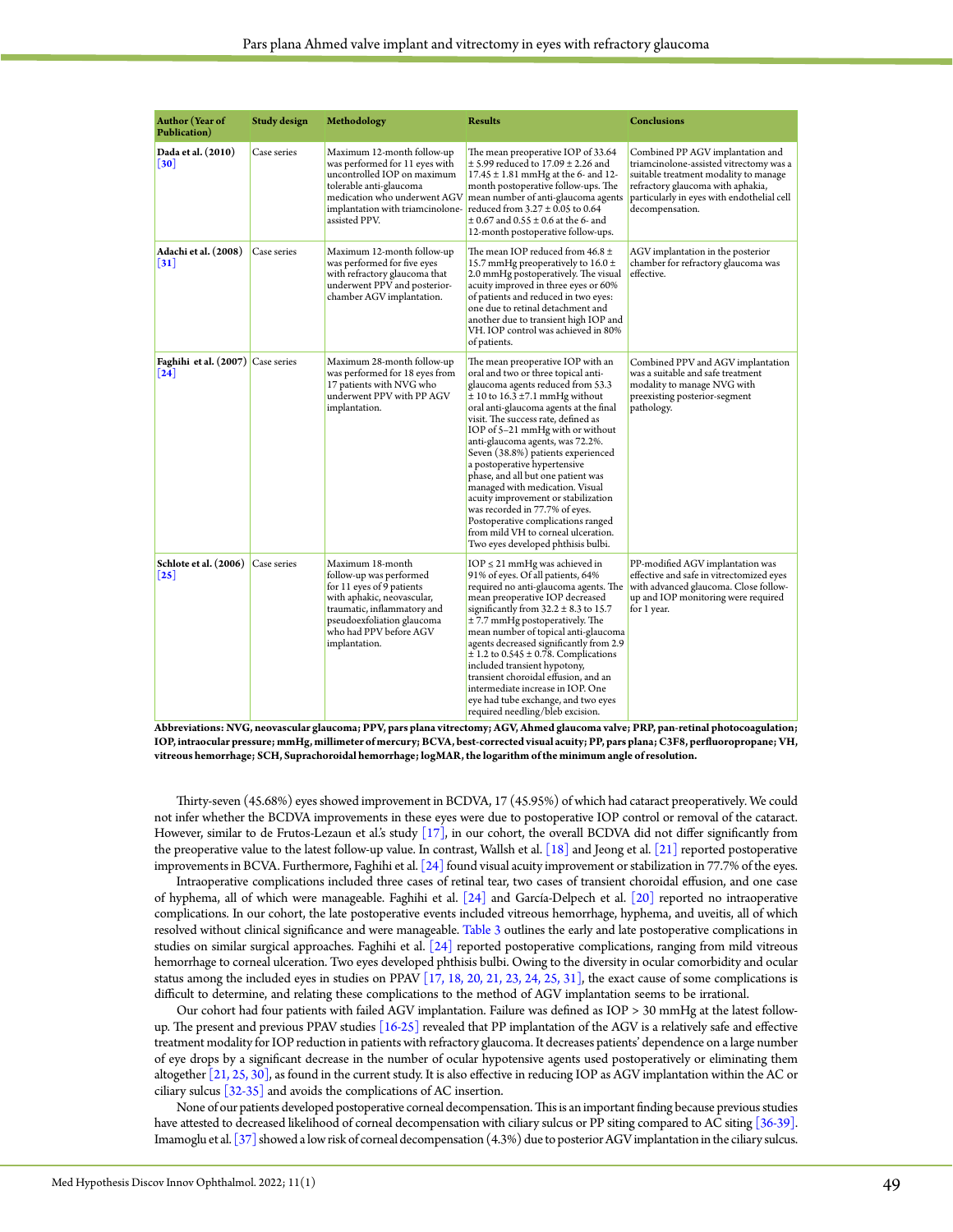| Author (Year of Publication) | Study design | Methodology | Results | Conclusions |
|---|---|---|---|---|
| Dada et al. (2010) [30] | Case series | Maximum 12-month follow-up was performed for 11 eyes with uncontrolled IOP on maximum tolerable anti-glaucoma medication who underwent AGV implantation with triamcinolone-assisted PPV. | The mean preoperative IOP of 33.64 ± 5.99 reduced to 17.09 ± 2.26 and 17.45 ± 1.81 mmHg at the 6- and 12-month postoperative follow-ups. The mean number of anti-glaucoma agents reduced from 3.27 ± 0.05 to 0.64 ± 0.67 and 0.55 ± 0.6 at the 6- and 12-month postoperative follow-ups. | Combined PP AGV implantation and triamcinolone-assisted vitrectomy was a suitable treatment modality to manage refractory glaucoma with aphakia, particularly in eyes with endothelial cell decompensation. |
| Adachi et al. (2008) [31] | Case series | Maximum 12-month follow-up was performed for five eyes with refractory glaucoma that underwent PPV and posterior-chamber AGV implantation. | The mean IOP reduced from 46.8 ± 15.7 mmHg preoperatively to 16.0 ± 2.0 mmHg postoperatively. The visual acuity improved in three eyes or 60% of patients and reduced in two eyes: one due to retinal detachment and another due to transient high IOP and VH. IOP control was achieved in 80% of patients. | AGV implantation in the posterior chamber for refractory glaucoma was effective. |
| Faghihi et al. (2007) [24] | Case series | Maximum 28-month follow-up was performed for 18 eyes from 17 patients with NVG who underwent PPV with PP AGV implantation. | The mean preoperative IOP with an oral and two or three topical anti-glaucoma agents reduced from 53.3 ± 10 to 16.3 ±7.1 mmHg without oral anti-glaucoma agents at the final visit. The success rate, defined as IOP of 5–21 mmHg with or without anti-glaucoma agents, was 72.2%. Seven (38.8%) patients experienced a postoperative hypertensive phase, and all but one patient was managed with medication. Visual acuity improvement or stabilization was recorded in 77.7% of eyes. Postoperative complications ranged from mild VH to corneal ulceration. Two eyes developed phthisis bulbi. | Combined PPV and AGV implantation was a suitable and safe treatment modality to manage NVG with preexisting posterior-segment pathology. |
| Schlote et al. (2006) [25] | Case series | Maximum 18-month follow-up was performed for 11 eyes of 9 patients with aphakic, neovascular, traumatic, inflammatory and pseudoexfoliation glaucoma who had PPV before AGV implantation. | IOP ≤ 21 mmHg was achieved in 91% of eyes. Of all patients, 64% required no anti-glaucoma agents. The mean preoperative IOP decreased significantly from 32.2 ± 8.3 to 15.7 ± 7.7 mmHg postoperatively. The mean number of topical anti-glaucoma agents decreased significantly from 2.9 ± 1.2 to 0.545 ± 0.78. Complications included transient hypotony, transient choroidal effusion, and an intermediate increase in IOP. One eye had tube exchange, and two eyes required needling/bleb excision. | PP-modified AGV implantation was effective and safe in vitrectomized eyes with advanced glaucoma. Close follow-up and IOP monitoring were required for 1 year. |

**Abbreviations: NVG, neovascular glaucoma; PPV, pars plana vitrectomy; AGV, Ahmed glaucoma valve; PRP, pan-retinal photocoagulation; IOP, intraocular pressure; mmHg, millimeter of mercury; BCVA, best-corrected visual acuity; PP, pars plana; C3F8, perfluoropropane; VH, vitreous hemorrhage; SCH, Suprachoroidal hemorrhage; logMAR, the logarithm of the minimum angle of resolution.**

Thirty-seven (45.68%) eyes showed improvement in BCDVA, 17 (45.95%) of which had cataract preoperatively. We could not infer whether the BCDVA improvements in these eyes were due to postoperative IOP control or removal of the cataract. However, similar to de Frutos-Lezaun et al.'s study [17], in our cohort, the overall BCDVA did not differ significantly from the preoperative value to the latest follow-up value. In contrast, Wallsh et al. [18] and Jeong et al. [21] reported postoperative improvements in BCVA. Furthermore, Faghihi et al. [24] found visual acuity improvement or stabilization in 77.7% of the eyes.

Intraoperative complications included three cases of retinal tear, two cases of transient choroidal effusion, and one case of hyphema, all of which were manageable. Faghihi et al. [24] and García-Delpech et al. [20] reported no intraoperative complications. In our cohort, the late postoperative events included vitreous hemorrhage, hyphema, and uveitis, all of which resolved without clinical significance and were manageable. Table 3 outlines the early and late postoperative complications in studies on similar surgical approaches. Faghihi et al. [24] reported postoperative complications, ranging from mild vitreous hemorrhage to corneal ulceration. Two eyes developed phthisis bulbi. Owing to the diversity in ocular comorbidity and ocular status among the included eyes in studies on PPAV [17, 18, 20, 21, 23, 24, 25, 31], the exact cause of some complications is difficult to determine, and relating these complications to the method of AGV implantation seems to be irrational.

Our cohort had four patients with failed AGV implantation. Failure was defined as IOP > 30 mmHg at the latest follow-up. The present and previous PPAV studies [16-25] revealed that PP implantation of the AGV is a relatively safe and effective treatment modality for IOP reduction in patients with refractory glaucoma. It decreases patients' dependence on a large number of eye drops by a significant decrease in the number of ocular hypotensive agents used postoperatively or eliminating them altogether [21, 25, 30], as found in the current study. It is also effective in reducing IOP as AGV implantation within the AC or ciliary sulcus [32-35] and avoids the complications of AC insertion.

None of our patients developed postoperative corneal decompensation. This is an important finding because previous studies have attested to decreased likelihood of corneal decompensation with ciliary sulcus or PP siting compared to AC siting [36-39]. Imamoglu et al. [37] showed a low risk of corneal decompensation (4.3%) due to posterior AGV implantation in the ciliary sulcus.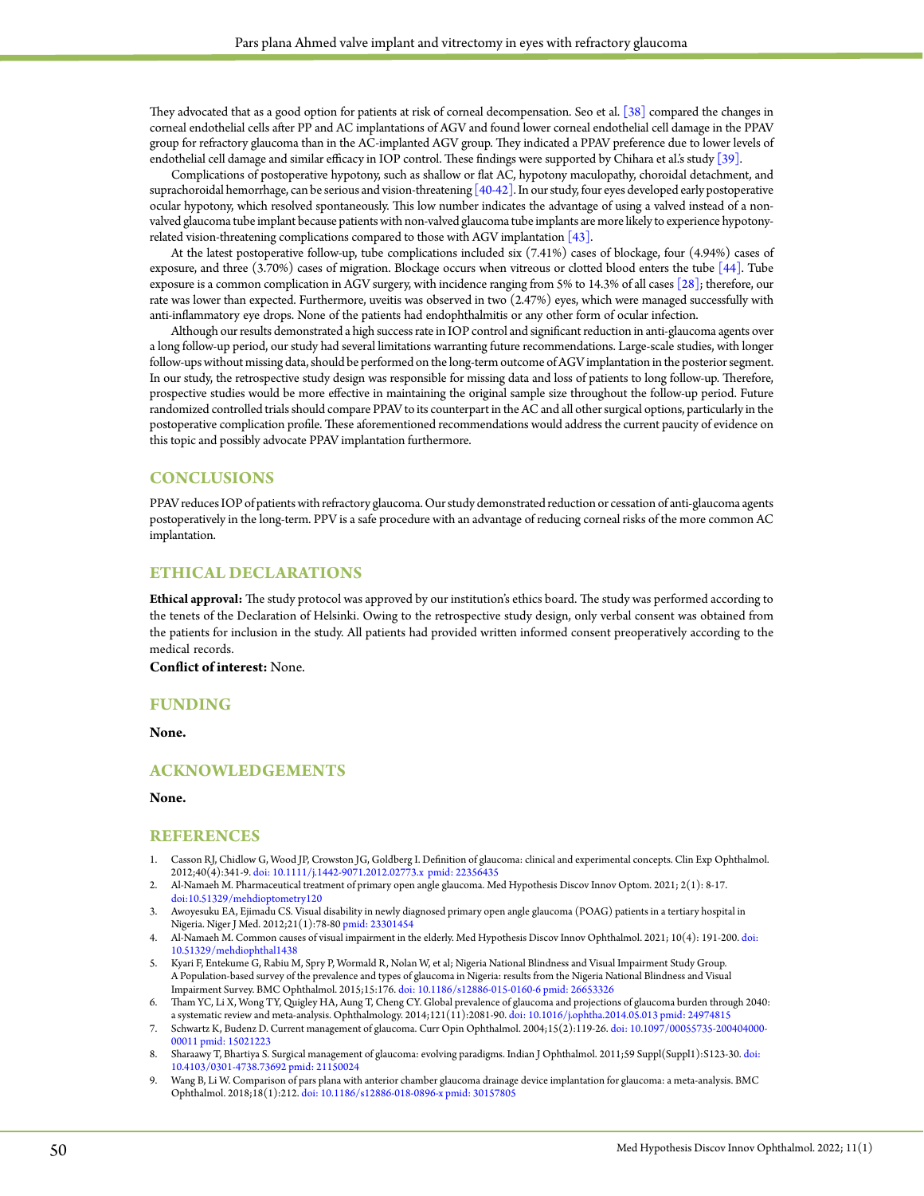They advocated that as a good option for patients at risk of corneal decompensation. Seo et al. [38] compared the changes in corneal endothelial cells after PP and AC implantations of AGV and found lower corneal endothelial cell damage in the PPAV group for refractory glaucoma than in the AC-implanted AGV group. They indicated a PPAV preference due to lower levels of endothelial cell damage and similar efficacy in IOP control. These findings were supported by Chihara et al.'s study [39].

Complications of postoperative hypotony, such as shallow or flat AC, hypotony maculopathy, choroidal detachment, and suprachoroidal hemorrhage, can be serious and vision-threatening [40-42]. In our study, four eyes developed early postoperative ocular hypotony, which resolved spontaneously. This low number indicates the advantage of using a valved instead of a non-valved glaucoma tube implant because patients with non-valved glaucoma tube implants are more likely to experience hypotony-related vision-threatening complications compared to those with AGV implantation [43].

At the latest postoperative follow-up, tube complications included six (7.41%) cases of blockage, four (4.94%) cases of exposure, and three (3.70%) cases of migration. Blockage occurs when vitreous or clotted blood enters the tube [44]. Tube exposure is a common complication in AGV surgery, with incidence ranging from 5% to 14.3% of all cases [28]; therefore, our rate was lower than expected. Furthermore, uveitis was observed in two (2.47%) eyes, which were managed successfully with anti-inflammatory eye drops. None of the patients had endophthalmitis or any other form of ocular infection.

Although our results demonstrated a high success rate in IOP control and significant reduction in anti-glaucoma agents over a long follow-up period, our study had several limitations warranting future recommendations. Large-scale studies, with longer follow-ups without missing data, should be performed on the long-term outcome of AGV implantation in the posterior segment. In our study, the retrospective study design was responsible for missing data and loss of patients to long follow-up. Therefore, prospective studies would be more effective in maintaining the original sample size throughout the follow-up period. Future randomized controlled trials should compare PPAV to its counterpart in the AC and all other surgical options, particularly in the postoperative complication profile. These aforementioned recommendations would address the current paucity of evidence on this topic and possibly advocate PPAV implantation furthermore.

## CONCLUSIONS

PPAV reduces IOP of patients with refractory glaucoma. Our study demonstrated reduction or cessation of anti-glaucoma agents postoperatively in the long-term. PPV is a safe procedure with an advantage of reducing corneal risks of the more common AC implantation.

## ETHICAL DECLARATIONS

**Ethical approval:** The study protocol was approved by our institution's ethics board. The study was performed according to the tenets of the Declaration of Helsinki. Owing to the retrospective study design, only verbal consent was obtained from the patients for inclusion in the study. All patients had provided written informed consent preoperatively according to the medical records.

**Conflict of interest:** None.

## FUNDING

**None.**

## ACKNOWLEDGEMENTS

**None.**

## REFERENCES

1. Casson RJ, Chidlow G, Wood JP, Crowston JG, Goldberg I. Definition of glaucoma: clinical and experimental concepts. Clin Exp Ophthalmol. 2012;40(4):341-9. doi: 10.1111/j.1442-9071.2012.02773.x pmid: 22356435
2. Al-Namaeh M. Pharmaceutical treatment of primary open angle glaucoma. Med Hypothesis Discov Innov Optom. 2021; 2(1): 8-17. doi:10.51329/mehdioptometry120
3. Awoyesuku EA, Ejimadu CS. Visual disability in newly diagnosed primary open angle glaucoma (POAG) patients in a tertiary hospital in Nigeria. Niger J Med. 2012;21(1):78-80 pmid: 23301454
4. Al-Namaeh M. Common causes of visual impairment in the elderly. Med Hypothesis Discov Innov Ophthalmol. 2021; 10(4): 191-200. doi: 10.51329/mehdiophthal1438
5. Kyari F, Entekume G, Rabiu M, Spry P, Wormald R, Nolan W, et al; Nigeria National Blindness and Visual Impairment Study Group. A Population-based survey of the prevalence and types of glaucoma in Nigeria: results from the Nigeria National Blindness and Visual Impairment Survey. BMC Ophthalmol. 2015;15:176. doi: 10.1186/s12886-015-0160-6 pmid: 26653326
6. Tham YC, Li X, Wong TY, Quigley HA, Aung T, Cheng CY. Global prevalence of glaucoma and projections of glaucoma burden through 2040: a systematic review and meta-analysis. Ophthalmology. 2014;121(11):2081-90. doi: 10.1016/j.ophtha.2014.05.013 pmid: 24974815
7. Schwartz K, Budenz D. Current management of glaucoma. Curr Opin Ophthalmol. 2004;15(2):119-26. doi: 10.1097/00055735-200404000-00011 pmid: 15021223
8. Sharaawy T, Bhartiya S. Surgical management of glaucoma: evolving paradigms. Indian J Ophthalmol. 2011;59 Suppl(Suppl1):S123-30. doi: 10.4103/0301-4738.73692 pmid: 21150024
9. Wang B, Li W. Comparison of pars plana with anterior chamber glaucoma drainage device implantation for glaucoma: a meta-analysis. BMC Ophthalmol. 2018;18(1):212. doi: 10.1186/s12886-018-0896-x pmid: 30157805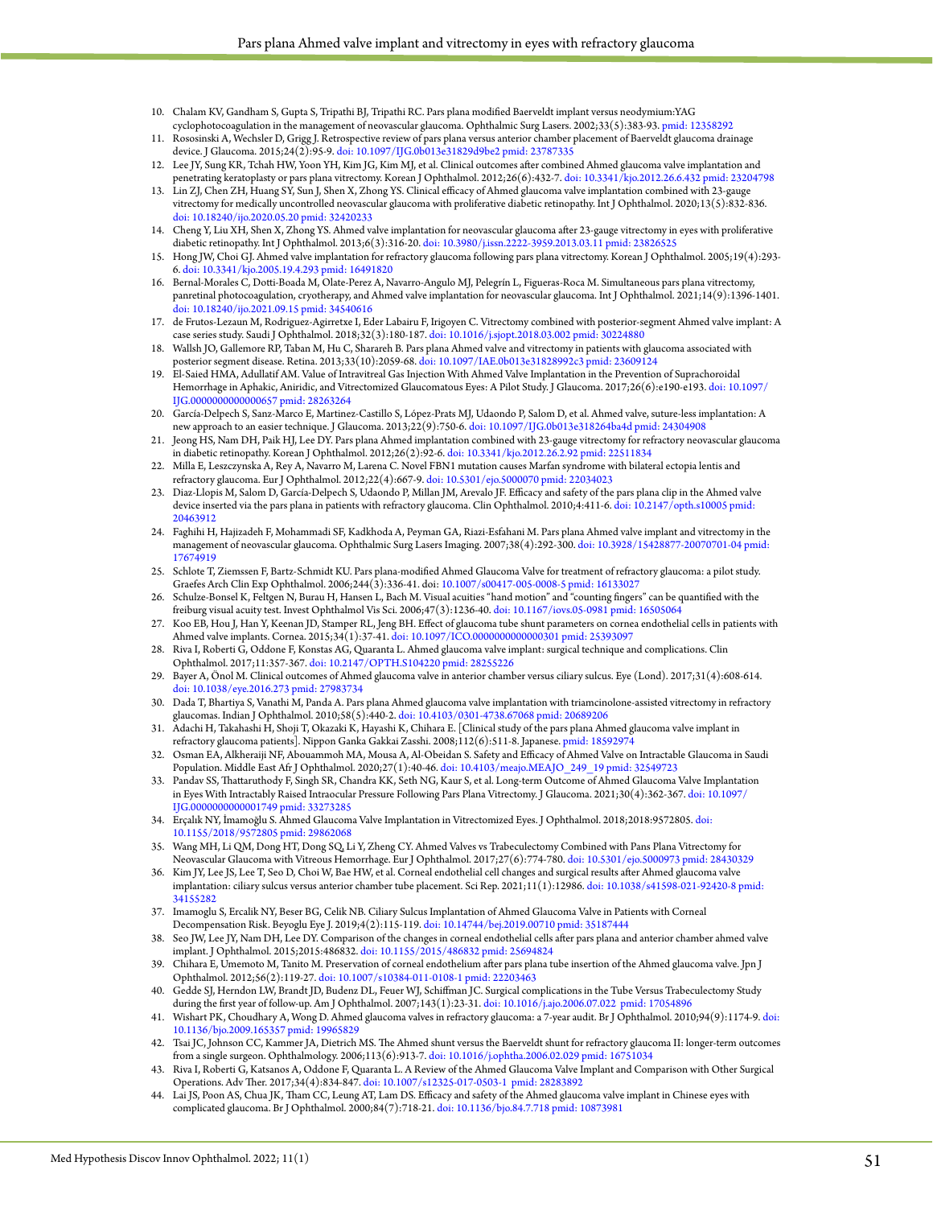10. Chalam KV, Gandham S, Gupta S, Tripathi BJ, Tripathi RC. Pars plana modified Baerveldt implant versus neodymium:YAG cyclophotocoagulation in the management of neovascular glaucoma. Ophthalmic Surg Lasers. 2002;33(5):383-93. pmid: 12358292
11. Rososinski A, Wechsler D, Grigg J. Retrospective review of pars plana versus anterior chamber placement of Baerveldt glaucoma drainage device. J Glaucoma. 2015;24(2):95-9. doi: 10.1097/IJG.0b013e31829d9be2 pmid: 23787335
12. Lee JY, Sung KR, Tchah HW, Yoon YH, Kim JG, Kim MJ, et al. Clinical outcomes after combined Ahmed glaucoma valve implantation and penetrating keratoplasty or pars plana vitrectomy. Korean J Ophthalmol. 2012;26(6):432-7. doi: 10.3341/kjo.2012.26.6.432 pmid: 23204798
13. Lin ZJ, Chen ZH, Huang SY, Sun J, Shen X, Zhong YS. Clinical efficacy of Ahmed glaucoma valve implantation combined with 23-gauge vitrectomy for medically uncontrolled neovascular glaucoma with proliferative diabetic retinopathy. Int J Ophthalmol. 2020;13(5):832-836. doi: 10.18240/ijo.2020.05.20 pmid: 32420233
14. Cheng Y, Liu XH, Shen X, Zhong YS. Ahmed valve implantation for neovascular glaucoma after 23-gauge vitrectomy in eyes with proliferative diabetic retinopathy. Int J Ophthalmol. 2013;6(3):316-20. doi: 10.3980/j.issn.2222-3959.2013.03.11 pmid: 23826525
15. Hong JW, Choi GJ. Ahmed valve implantation for refractory glaucoma following pars plana vitrectomy. Korean J Ophthalmol. 2005;19(4):293-6. doi: 10.3341/kjo.2005.19.4.293 pmid: 16491820
16. Bernal-Morales C, Dotti-Boada M, Olate-Perez A, Navarro-Angulo MJ, Pelegrín L, Figueras-Roca M. Simultaneous pars plana vitrectomy, panretinal photocoagulation, cryotherapy, and Ahmed valve implantation for neovascular glaucoma. Int J Ophthalmol. 2021;14(9):1396-1401. doi: 10.18240/ijo.2021.09.15 pmid: 34540616
17. de Frutos-Lezaun M, Rodriguez-Agirretxe I, Eder Labairu F, Irigoyen C. Vitrectomy combined with posterior-segment Ahmed valve implant: A case series study. Saudi J Ophthalmol. 2018;32(3):180-187. doi: 10.1016/j.sjopt.2018.03.002 pmid: 30224880
18. Wallsh JO, Gallemore RP, Taban M, Hu C, Sharareh B. Pars plana Ahmed valve and vitrectomy in patients with glaucoma associated with posterior segment disease. Retina. 2013;33(10):2059-68. doi: 10.1097/IAE.0b013e31828992c3 pmid: 23609124
19. El-Saied HMA, Adullatif AM. Value of Intravitreal Gas Injection With Ahmed Valve Implantation in the Prevention of Suprachoroidal Hemorrhage in Aphakic, Aniridic, and Vitrectomized Glaucomatous Eyes: A Pilot Study. J Glaucoma. 2017;26(6):e190-e193. doi: 10.1097/IJG.0000000000000657 pmid: 28263264
20. García-Delpech S, Sanz-Marco E, Martinez-Castillo S, López-Prats MJ, Udaondo P, Salom D, et al. Ahmed valve, suture-less implantation: A new approach to an easier technique. J Glaucoma. 2013;22(9):750-6. doi: 10.1097/IJG.0b013e318264ba4d pmid: 24304908
21. Jeong HS, Nam DH, Paik HJ, Lee DY. Pars plana Ahmed implantation combined with 23-gauge vitrectomy for refractory neovascular glaucoma in diabetic retinopathy. Korean J Ophthalmol. 2012;26(2):92-6. doi: 10.3341/kjo.2012.26.2.92 pmid: 22511834
22. Milla E, Leszczynska A, Rey A, Navarro M, Larena C. Novel FBN1 mutation causes Marfan syndrome with bilateral ectopia lentis and refractory glaucoma. Eur J Ophthalmol. 2012;22(4):667-9. doi: 10.5301/ejo.5000070 pmid: 22034023
23. Diaz-Llopis M, Salom D, García-Delpech S, Udaondo P, Millan JM, Arevalo JF. Efficacy and safety of the pars plana clip in the Ahmed valve device inserted via the pars plana in patients with refractory glaucoma. Clin Ophthalmol. 2010;4:411-6. doi: 10.2147/opth.s10005 pmid: 20463912
24. Faghihi H, Hajizadeh F, Mohammadi SF, Kadkhoda A, Peyman GA, Riazi-Esfahani M. Pars plana Ahmed valve implant and vitrectomy in the management of neovascular glaucoma. Ophthalmic Surg Lasers Imaging. 2007;38(4):292-300. doi: 10.3928/15428877-20070701-04 pmid: 17674919
25. Schlote T, Ziemssen F, Bartz-Schmidt KU. Pars plana-modified Ahmed Glaucoma Valve for treatment of refractory glaucoma: a pilot study. Graefes Arch Clin Exp Ophthalmol. 2006;244(3):336-41. doi: 10.1007/s00417-005-0008-5 pmid: 16133027
26. Schulze-Bonsel K, Feltgen N, Burau H, Hansen L, Bach M. Visual acuities "hand motion" and "counting fingers" can be quantified with the freiburg visual acuity test. Invest Ophthalmol Vis Sci. 2006;47(3):1236-40. doi: 10.1167/iovs.05-0981 pmid: 16505064
27. Koo EB, Hou J, Han Y, Keenan JD, Stamper RL, Jeng BH. Effect of glaucoma tube shunt parameters on cornea endothelial cells in patients with Ahmed valve implants. Cornea. 2015;34(1):37-41. doi: 10.1097/ICO.0000000000000301 pmid: 25393097
28. Riva I, Roberti G, Oddone F, Konstas AG, Quaranta L. Ahmed glaucoma valve implant: surgical technique and complications. Clin Ophthalmol. 2017;11:357-367. doi: 10.2147/OPTH.S104220 pmid: 28255226
29. Bayer A, Önol M. Clinical outcomes of Ahmed glaucoma valve in anterior chamber versus ciliary sulcus. Eye (Lond). 2017;31(4):608-614. doi: 10.1038/eye.2016.273 pmid: 27983734
30. Dada T, Bhartiya S, Vanathi M, Panda A. Pars plana Ahmed glaucoma valve implantation with triamcinolone-assisted vitrectomy in refractory glaucomas. Indian J Ophthalmol. 2010;58(5):440-2. doi: 10.4103/0301-4738.67068 pmid: 20689206
31. Adachi H, Takahashi H, Shoji T, Okazaki K, Hayashi K, Chihara E. [Clinical study of the pars plana Ahmed glaucoma valve implant in refractory glaucoma patients]. Nippon Ganka Gakkai Zasshi. 2008;112(6):511-8. Japanese. pmid: 18592974
32. Osman EA, Alkheraiji NF, Abouammoh MA, Mousa A, Al-Obeidan S. Safety and Efficacy of Ahmed Valve on Intractable Glaucoma in Saudi Population. Middle East Afr J Ophthalmol. 2020;27(1):40-46. doi: 10.4103/meajo.MEAJO_249_19 pmid: 32549723
33. Pandav SS, Thattaruthody F, Singh SR, Chandra KK, Seth NG, Kaur S, et al. Long-term Outcome of Ahmed Glaucoma Valve Implantation in Eyes With Intractably Raised Intraocular Pressure Following Pars Plana Vitrectomy. J Glaucoma. 2021;30(4):362-367. doi: 10.1097/IJG.0000000000001749 pmid: 33273285
34. Erçalık NY, İmamoğlu S. Ahmed Glaucoma Valve Implantation in Vitrectomized Eyes. J Ophthalmol. 2018;2018:9572805. doi: 10.1155/2018/9572805 pmid: 29862068
35. Wang MH, Li QM, Dong HT, Dong SQ, Li Y, Zheng CY. Ahmed Valves vs Trabeculectomy Combined with Pans Plana Vitrectomy for Neovascular Glaucoma with Vitreous Hemorrhage. Eur J Ophthalmol. 2017;27(6):774-780. doi: 10.5301/ejo.5000973 pmid: 28430329
36. Kim JY, Lee JS, Lee T, Seo D, Choi W, Bae HW, et al. Corneal endothelial cell changes and surgical results after Ahmed glaucoma valve implantation: ciliary sulcus versus anterior chamber tube placement. Sci Rep. 2021;11(1):12986. doi: 10.1038/s41598-021-92420-8 pmid: 34155282
37. Imamoglu S, Ercalik NY, Beser BG, Celik NB. Ciliary Sulcus Implantation of Ahmed Glaucoma Valve in Patients with Corneal Decompensation Risk. Beyoglu Eye J. 2019;4(2):115-119. doi: 10.14744/bej.2019.00710 pmid: 35187444
38. Seo JW, Lee JY, Nam DH, Lee DY. Comparison of the changes in corneal endothelial cells after pars plana and anterior chamber ahmed valve implant. J Ophthalmol. 2015;2015:486832. doi: 10.1155/2015/486832 pmid: 25694824
39. Chihara E, Umemoto M, Tanito M. Preservation of corneal endothelium after pars plana tube insertion of the Ahmed glaucoma valve. Jpn J Ophthalmol. 2012;56(2):119-27. doi: 10.1007/s10384-011-0108-1 pmid: 22203463
40. Gedde SJ, Herndon LW, Brandt JD, Budenz DL, Feuer WJ, Schiffman JC. Surgical complications in the Tube Versus Trabeculectomy Study during the first year of follow-up. Am J Ophthalmol. 2007;143(1):23-31. doi: 10.1016/j.ajo.2006.07.022 pmid: 17054896
41. Wishart PK, Choudhary A, Wong D. Ahmed glaucoma valves in refractory glaucoma: a 7-year audit. Br J Ophthalmol. 2010;94(9):1174-9. doi: 10.1136/bjo.2009.165357 pmid: 19965829
42. Tsai JC, Johnson CC, Kammer JA, Dietrich MS. The Ahmed shunt versus the Baerveldt shunt for refractory glaucoma II: longer-term outcomes from a single surgeon. Ophthalmology. 2006;113(6):913-7. doi: 10.1016/j.ophtha.2006.02.029 pmid: 16751034
43. Riva I, Roberti G, Katsanos A, Oddone F, Quaranta L. A Review of the Ahmed Glaucoma Valve Implant and Comparison with Other Surgical Operations. Adv Ther. 2017;34(4):834-847. doi: 10.1007/s12325-017-0503-1 pmid: 28283892
44. Lai JS, Poon AS, Chua JK, Tham CC, Leung AT, Lam DS. Efficacy and safety of the Ahmed glaucoma valve implant in Chinese eyes with complicated glaucoma. Br J Ophthalmol. 2000;84(7):718-21. doi: 10.1136/bjo.84.7.718 pmid: 10873981